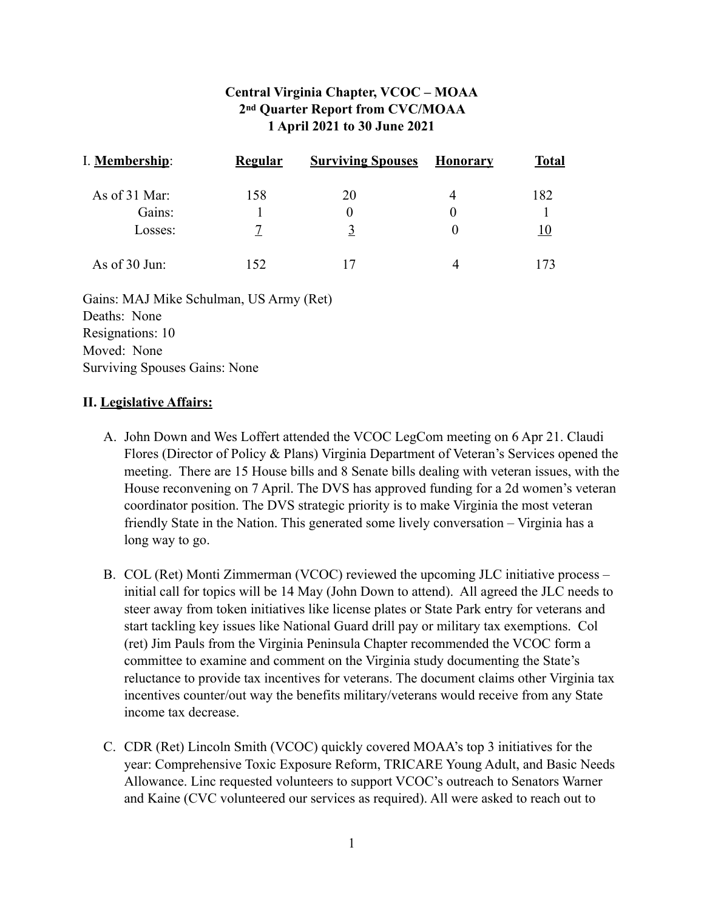**Central Virginia Chapter, VCOC – MOAA**
**2nd Quarter Report from CVC/MOAA**
**1 April 2021 to 30 June 2021**

| I. **Membership**: | **Regular** | **Surviving Spouses** | **Honorary** | **Total** |
|---|---|---|---|---|
| As of 31 Mar: | 158 | 20 | 4 | 182 |
| Gains: | 1 | 0 | 0 | 1 |
| Losses: | 7 | 3 | 0 | 10 |
| As of 30 Jun: | 152 | 17 | 4 | 173 |

Gains: MAJ Mike Schulman, US Army (Ret)
Deaths: None
Resignations: 10
Moved: None
Surviving Spouses Gains: None

## II. Legislative Affairs:

A. John Down and Wes Loffert attended the VCOC LegCom meeting on 6 Apr 21. Claudi Flores (Director of Policy & Plans) Virginia Department of Veteran's Services opened the meeting. There are 15 House bills and 8 Senate bills dealing with veteran issues, with the House reconvening on 7 April. The DVS has approved funding for a 2d women's veteran coordinator position. The DVS strategic priority is to make Virginia the most veteran friendly State in the Nation. This generated some lively conversation – Virginia has a long way to go.

B. COL (Ret) Monti Zimmerman (VCOC) reviewed the upcoming JLC initiative process – initial call for topics will be 14 May (John Down to attend). All agreed the JLC needs to steer away from token initiatives like license plates or State Park entry for veterans and start tackling key issues like National Guard drill pay or military tax exemptions. Col (ret) Jim Pauls from the Virginia Peninsula Chapter recommended the VCOC form a committee to examine and comment on the Virginia study documenting the State's reluctance to provide tax incentives for veterans. The document claims other Virginia tax incentives counter/out way the benefits military/veterans would receive from any State income tax decrease.

C. CDR (Ret) Lincoln Smith (VCOC) quickly covered MOAA's top 3 initiatives for the year: Comprehensive Toxic Exposure Reform, TRICARE Young Adult, and Basic Needs Allowance. Linc requested volunteers to support VCOC's outreach to Senators Warner and Kaine (CVC volunteered our services as required). All were asked to reach out to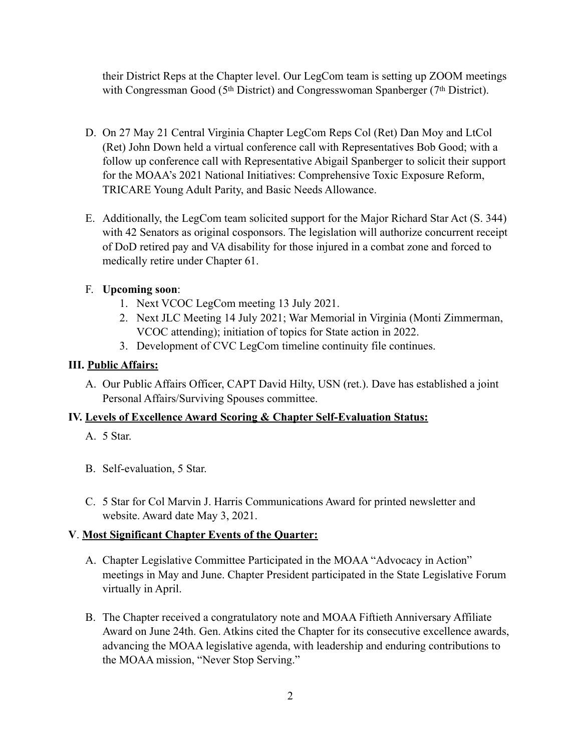their District Reps at the Chapter level. Our LegCom team is setting up ZOOM meetings with Congressman Good (5th District) and Congresswoman Spanberger (7th District).

D. On 27 May 21 Central Virginia Chapter LegCom Reps Col (Ret) Dan Moy and LtCol (Ret) John Down held a virtual conference call with Representatives Bob Good; with a follow up conference call with Representative Abigail Spanberger to solicit their support for the MOAA's 2021 National Initiatives: Comprehensive Toxic Exposure Reform, TRICARE Young Adult Parity, and Basic Needs Allowance.

E. Additionally, the LegCom team solicited support for the Major Richard Star Act (S. 344) with 42 Senators as original cosponsors. The legislation will authorize concurrent receipt of DoD retired pay and VA disability for those injured in a combat zone and forced to medically retire under Chapter 61.

F. **Upcoming soon**:
   1. Next VCOC LegCom meeting 13 July 2021.
   2. Next JLC Meeting 14 July 2021; War Memorial in Virginia (Monti Zimmerman, VCOC attending); initiation of topics for State action in 2022.
   3. Development of CVC LegCom timeline continuity file continues.

## III. Public Affairs:

A. Our Public Affairs Officer, CAPT David Hilty, USN (ret.). Dave has established a joint Personal Affairs/Surviving Spouses committee.

## IV. Levels of Excellence Award Scoring & Chapter Self-Evaluation Status:

A. 5 Star.

B. Self-evaluation, 5 Star.

C. 5 Star for Col Marvin J. Harris Communications Award for printed newsletter and website. Award date May 3, 2021.

## V. Most Significant Chapter Events of the Quarter:

A. Chapter Legislative Committee Participated in the MOAA "Advocacy in Action" meetings in May and June. Chapter President participated in the State Legislative Forum virtually in April.

B. The Chapter received a congratulatory note and MOAA Fiftieth Anniversary Affiliate Award on June 24th. Gen. Atkins cited the Chapter for its consecutive excellence awards, advancing the MOAA legislative agenda, with leadership and enduring contributions to the MOAA mission, "Never Stop Serving."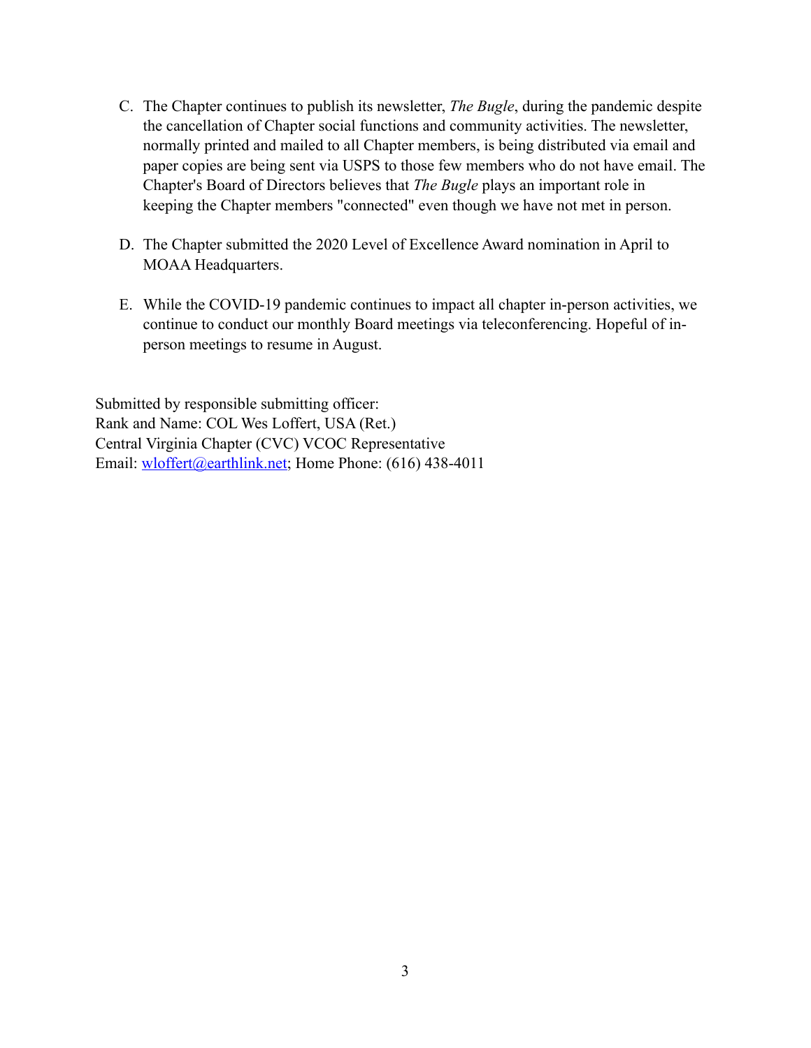C. The Chapter continues to publish its newsletter, *The Bugle*, during the pandemic despite the cancellation of Chapter social functions and community activities. The newsletter, normally printed and mailed to all Chapter members, is being distributed via email and paper copies are being sent via USPS to those few members who do not have email. The Chapter's Board of Directors believes that *The Bugle* plays an important role in keeping the Chapter members "connected" even though we have not met in person.

D. The Chapter submitted the 2020 Level of Excellence Award nomination in April to MOAA Headquarters.

E. While the COVID-19 pandemic continues to impact all chapter in-person activities, we continue to conduct our monthly Board meetings via teleconferencing. Hopeful of in-person meetings to resume in August.

Submitted by responsible submitting officer:
Rank and Name: COL Wes Loffert, USA (Ret.)
Central Virginia Chapter (CVC) VCOC Representative
Email: [wloffert@earthlink.net](mailto:wloffert@earthlink.net); Home Phone: (616) 438-4011